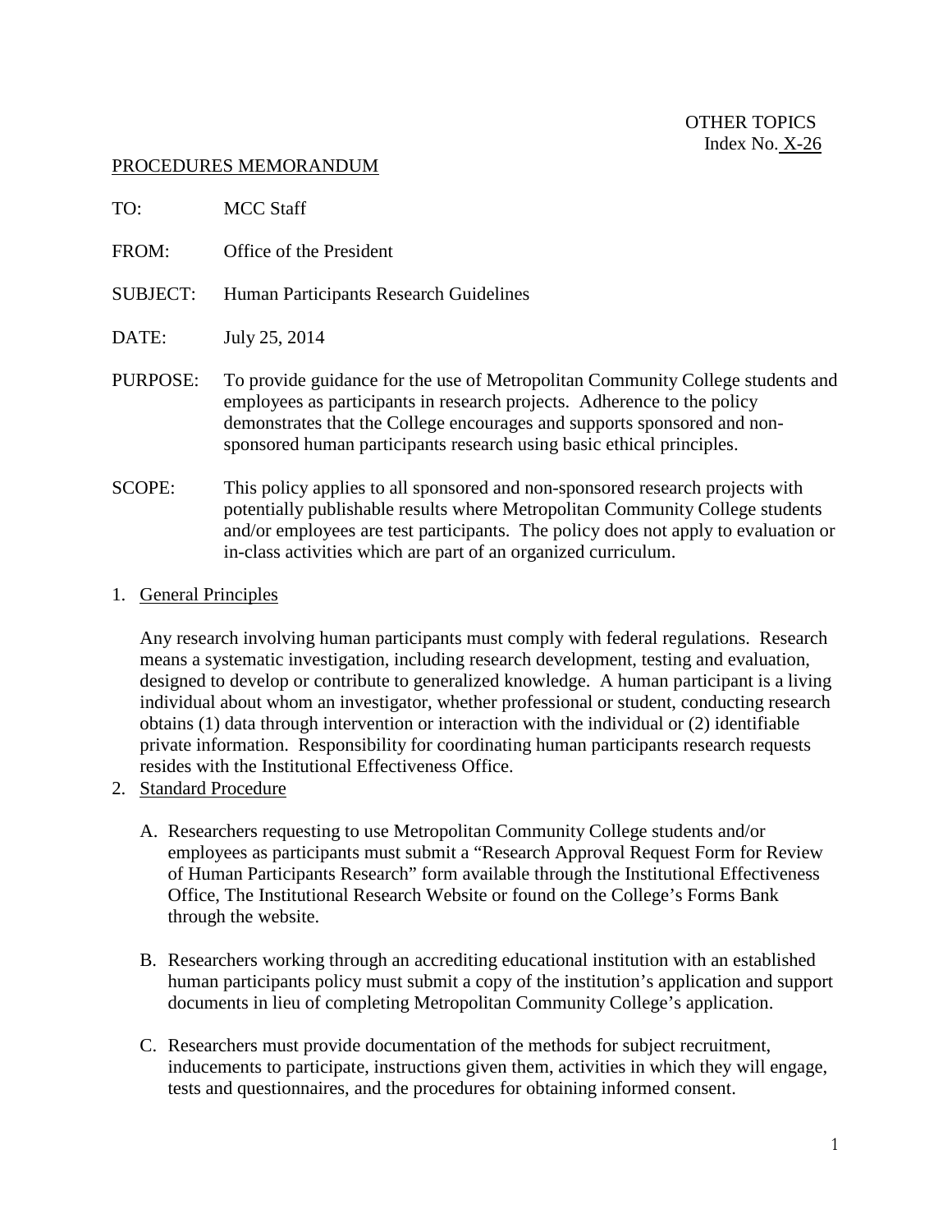OTHER TOPICS
Index No. X-26

PROCEDURES MEMORANDUM

TO: MCC Staff

FROM: Office of the President

SUBJECT: Human Participants Research Guidelines

DATE: July 25, 2014

PURPOSE: To provide guidance for the use of Metropolitan Community College students and employees as participants in research projects. Adherence to the policy demonstrates that the College encourages and supports sponsored and non-sponsored human participants research using basic ethical principles.

SCOPE: This policy applies to all sponsored and non-sponsored research projects with potentially publishable results where Metropolitan Community College students and/or employees are test participants. The policy does not apply to evaluation or in-class activities which are part of an organized curriculum.

1. General Principles

   Any research involving human participants must comply with federal regulations. Research means a systematic investigation, including research development, testing and evaluation, designed to develop or contribute to generalized knowledge. A human participant is a living individual about whom an investigator, whether professional or student, conducting research obtains (1) data through intervention or interaction with the individual or (2) identifiable private information. Responsibility for coordinating human participants research requests resides with the Institutional Effectiveness Office.

2. Standard Procedure

   A. Researchers requesting to use Metropolitan Community College students and/or employees as participants must submit a "Research Approval Request Form for Review of Human Participants Research" form available through the Institutional Effectiveness Office, The Institutional Research Website or found on the College's Forms Bank through the website.

   B. Researchers working through an accrediting educational institution with an established human participants policy must submit a copy of the institution's application and support documents in lieu of completing Metropolitan Community College's application.

   C. Researchers must provide documentation of the methods for subject recruitment, inducements to participate, instructions given them, activities in which they will engage, tests and questionnaires, and the procedures for obtaining informed consent.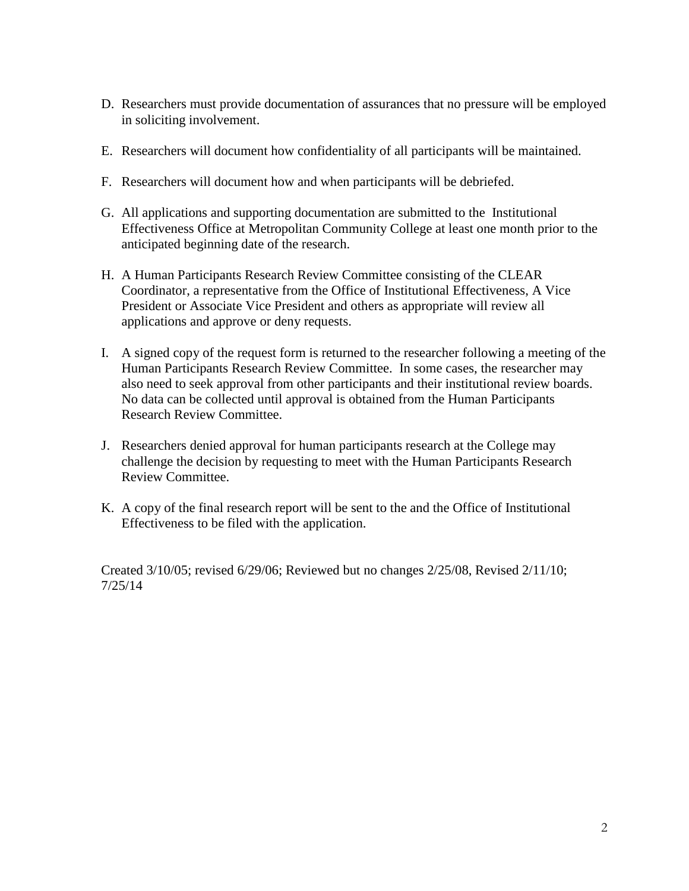D. Researchers must provide documentation of assurances that no pressure will be employed in soliciting involvement.

E. Researchers will document how confidentiality of all participants will be maintained.

F. Researchers will document how and when participants will be debriefed.

G. All applications and supporting documentation are submitted to the Institutional Effectiveness Office at Metropolitan Community College at least one month prior to the anticipated beginning date of the research.

H. A Human Participants Research Review Committee consisting of the CLEAR Coordinator, a representative from the Office of Institutional Effectiveness, A Vice President or Associate Vice President and others as appropriate will review all applications and approve or deny requests.

I. A signed copy of the request form is returned to the researcher following a meeting of the Human Participants Research Review Committee. In some cases, the researcher may also need to seek approval from other participants and their institutional review boards. No data can be collected until approval is obtained from the Human Participants Research Review Committee.

J. Researchers denied approval for human participants research at the College may challenge the decision by requesting to meet with the Human Participants Research Review Committee.

K. A copy of the final research report will be sent to the and the Office of Institutional Effectiveness to be filed with the application.

Created 3/10/05; revised 6/29/06; Reviewed but no changes 2/25/08, Revised 2/11/10; 7/25/14